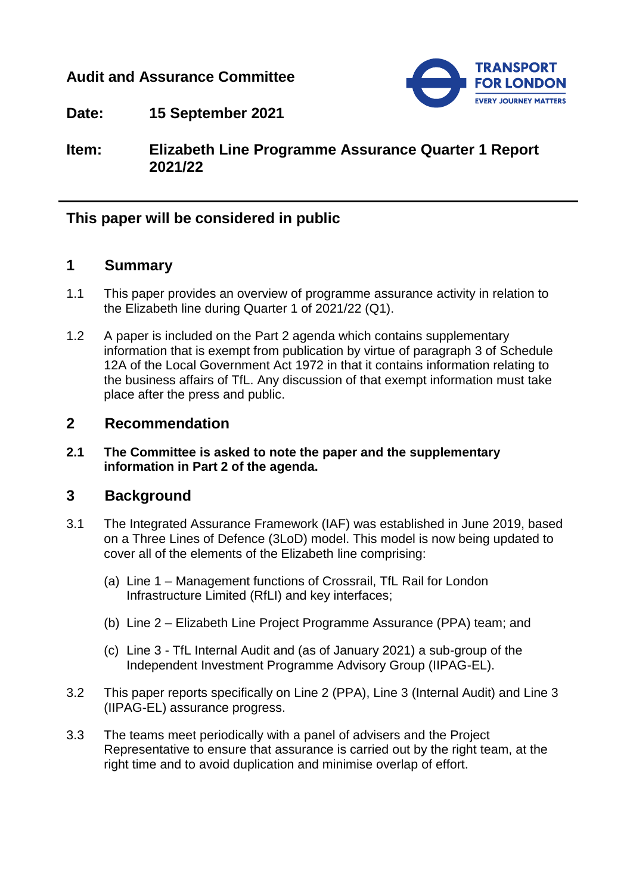**Audit and Assurance Committee**

**Date:** **15 September 2021**

**Item:** **Elizabeth Line Programme Assurance Quarter 1 Report 2021/22**

---

## This paper will be considered in public

## 1 Summary

1.1 This paper provides an overview of programme assurance activity in relation to the Elizabeth line during Quarter 1 of 2021/22 (Q1).

1.2 A paper is included on the Part 2 agenda which contains supplementary information that is exempt from publication by virtue of paragraph 3 of Schedule 12A of the Local Government Act 1972 in that it contains information relating to the business affairs of TfL. Any discussion of that exempt information must take place after the press and public.

## 2 Recommendation

**2.1 The Committee is asked to note the paper and the supplementary information in Part 2 of the agenda.**

## 3 Background

3.1 The Integrated Assurance Framework (IAF) was established in June 2019, based on a Three Lines of Defence (3LoD) model. This model is now being updated to cover all of the elements of the Elizabeth line comprising:

(a) Line 1 – Management functions of Crossrail, TfL Rail for London Infrastructure Limited (RfLI) and key interfaces;

(b) Line 2 – Elizabeth Line Project Programme Assurance (PPA) team; and

(c) Line 3 - TfL Internal Audit and (as of January 2021) a sub-group of the Independent Investment Programme Advisory Group (IIPAG-EL).

3.2 This paper reports specifically on Line 2 (PPA), Line 3 (Internal Audit) and Line 3 (IIPAG-EL) assurance progress.

3.3 The teams meet periodically with a panel of advisers and the Project Representative to ensure that assurance is carried out by the right team, at the right time and to avoid duplication and minimise overlap of effort.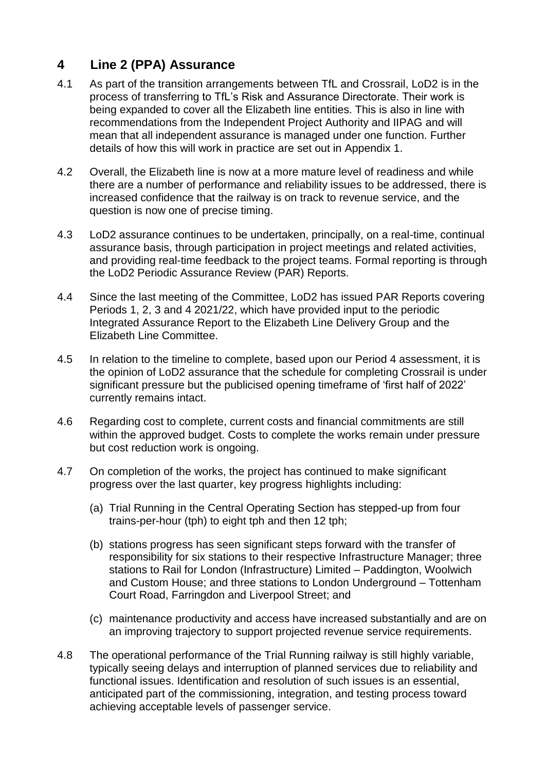## 4 Line 2 (PPA) Assurance

4.1 As part of the transition arrangements between TfL and Crossrail, LoD2 is in the process of transferring to TfL's Risk and Assurance Directorate. Their work is being expanded to cover all the Elizabeth line entities. This is also in line with recommendations from the Independent Project Authority and IIPAG and will mean that all independent assurance is managed under one function. Further details of how this will work in practice are set out in Appendix 1.

4.2 Overall, the Elizabeth line is now at a more mature level of readiness and while there are a number of performance and reliability issues to be addressed, there is increased confidence that the railway is on track to revenue service, and the question is now one of precise timing.

4.3 LoD2 assurance continues to be undertaken, principally, on a real-time, continual assurance basis, through participation in project meetings and related activities, and providing real-time feedback to the project teams. Formal reporting is through the LoD2 Periodic Assurance Review (PAR) Reports.

4.4 Since the last meeting of the Committee, LoD2 has issued PAR Reports covering Periods 1, 2, 3 and 4 2021/22, which have provided input to the periodic Integrated Assurance Report to the Elizabeth Line Delivery Group and the Elizabeth Line Committee.

4.5 In relation to the timeline to complete, based upon our Period 4 assessment, it is the opinion of LoD2 assurance that the schedule for completing Crossrail is under significant pressure but the publicised opening timeframe of 'first half of 2022' currently remains intact.

4.6 Regarding cost to complete, current costs and financial commitments are still within the approved budget. Costs to complete the works remain under pressure but cost reduction work is ongoing.

4.7 On completion of the works, the project has continued to make significant progress over the last quarter, key progress highlights including:

(a) Trial Running in the Central Operating Section has stepped-up from four trains-per-hour (tph) to eight tph and then 12 tph;

(b) stations progress has seen significant steps forward with the transfer of responsibility for six stations to their respective Infrastructure Manager; three stations to Rail for London (Infrastructure) Limited – Paddington, Woolwich and Custom House; and three stations to London Underground – Tottenham Court Road, Farringdon and Liverpool Street; and

(c) maintenance productivity and access have increased substantially and are on an improving trajectory to support projected revenue service requirements.

4.8 The operational performance of the Trial Running railway is still highly variable, typically seeing delays and interruption of planned services due to reliability and functional issues. Identification and resolution of such issues is an essential, anticipated part of the commissioning, integration, and testing process toward achieving acceptable levels of passenger service.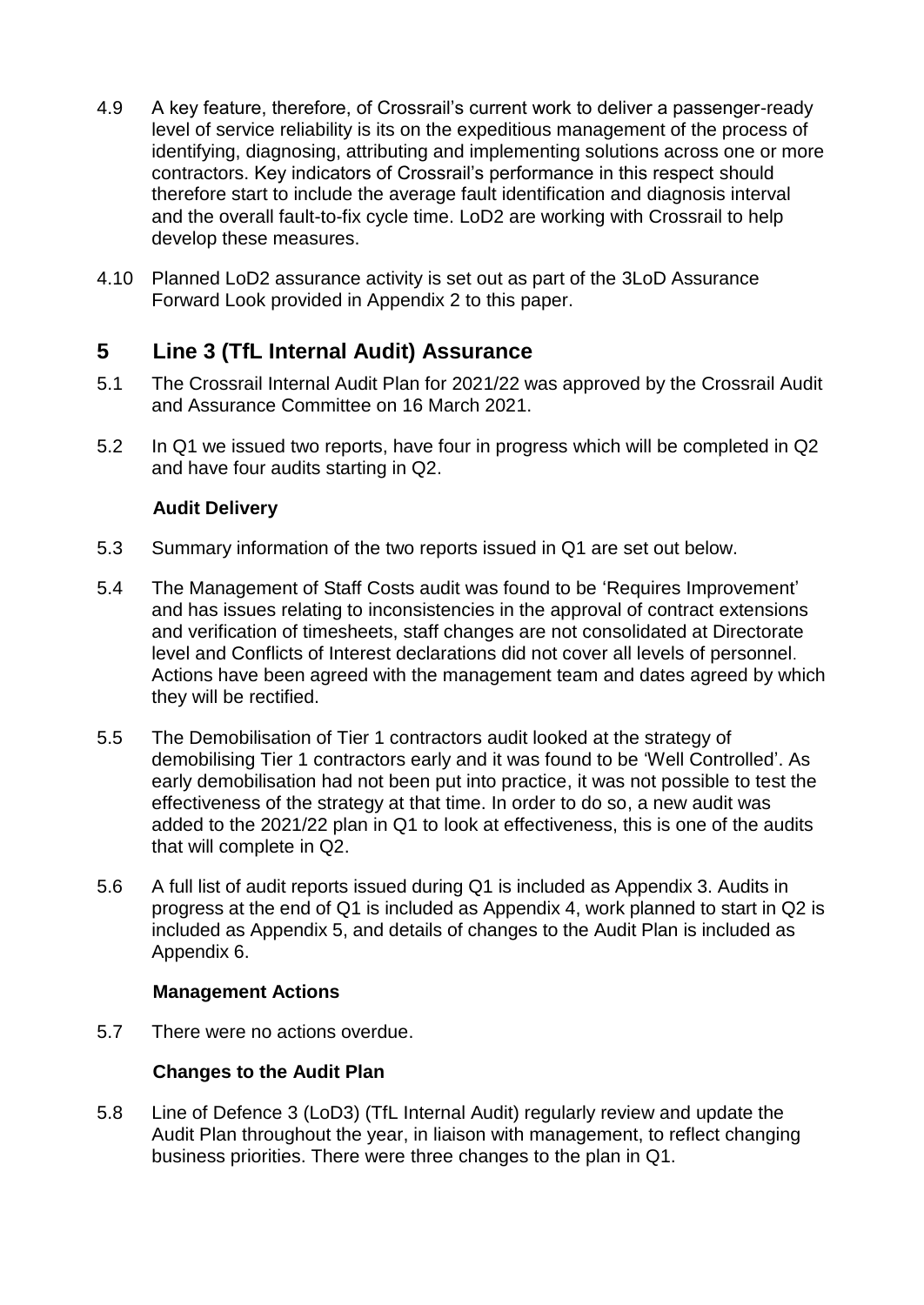4.9 A key feature, therefore, of Crossrail's current work to deliver a passenger-ready level of service reliability is its on the expeditious management of the process of identifying, diagnosing, attributing and implementing solutions across one or more contractors. Key indicators of Crossrail's performance in this respect should therefore start to include the average fault identification and diagnosis interval and the overall fault-to-fix cycle time. LoD2 are working with Crossrail to help develop these measures.

4.10 Planned LoD2 assurance activity is set out as part of the 3LoD Assurance Forward Look provided in Appendix 2 to this paper.

## 5 Line 3 (TfL Internal Audit) Assurance

5.1 The Crossrail Internal Audit Plan for 2021/22 was approved by the Crossrail Audit and Assurance Committee on 16 March 2021.

5.2 In Q1 we issued two reports, have four in progress which will be completed in Q2 and have four audits starting in Q2.

### Audit Delivery

5.3 Summary information of the two reports issued in Q1 are set out below.

5.4 The Management of Staff Costs audit was found to be 'Requires Improvement' and has issues relating to inconsistencies in the approval of contract extensions and verification of timesheets, staff changes are not consolidated at Directorate level and Conflicts of Interest declarations did not cover all levels of personnel. Actions have been agreed with the management team and dates agreed by which they will be rectified.

5.5 The Demobilisation of Tier 1 contractors audit looked at the strategy of demobilising Tier 1 contractors early and it was found to be 'Well Controlled'. As early demobilisation had not been put into practice, it was not possible to test the effectiveness of the strategy at that time. In order to do so, a new audit was added to the 2021/22 plan in Q1 to look at effectiveness, this is one of the audits that will complete in Q2.

5.6 A full list of audit reports issued during Q1 is included as Appendix 3. Audits in progress at the end of Q1 is included as Appendix 4, work planned to start in Q2 is included as Appendix 5, and details of changes to the Audit Plan is included as Appendix 6.

### Management Actions

5.7 There were no actions overdue.

### Changes to the Audit Plan

5.8 Line of Defence 3 (LoD3) (TfL Internal Audit) regularly review and update the Audit Plan throughout the year, in liaison with management, to reflect changing business priorities. There were three changes to the plan in Q1.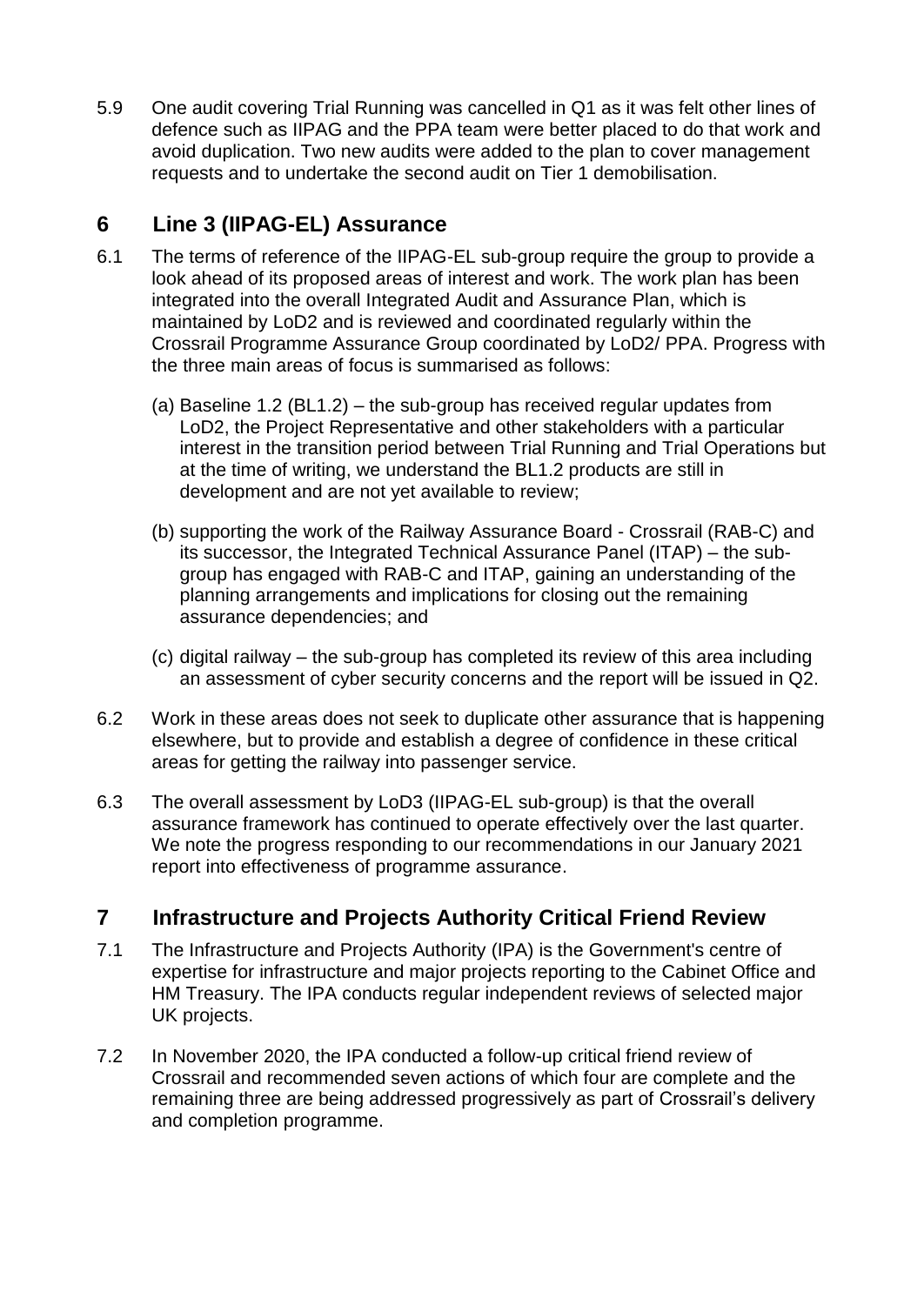5.9 One audit covering Trial Running was cancelled in Q1 as it was felt other lines of defence such as IIPAG and the PPA team were better placed to do that work and avoid duplication. Two new audits were added to the plan to cover management requests and to undertake the second audit on Tier 1 demobilisation.

## 6 Line 3 (IIPAG-EL) Assurance

6.1 The terms of reference of the IIPAG-EL sub-group require the group to provide a look ahead of its proposed areas of interest and work. The work plan has been integrated into the overall Integrated Audit and Assurance Plan, which is maintained by LoD2 and is reviewed and coordinated regularly within the Crossrail Programme Assurance Group coordinated by LoD2/ PPA. Progress with the three main areas of focus is summarised as follows:

(a) Baseline 1.2 (BL1.2) – the sub-group has received regular updates from LoD2, the Project Representative and other stakeholders with a particular interest in the transition period between Trial Running and Trial Operations but at the time of writing, we understand the BL1.2 products are still in development and are not yet available to review;

(b) supporting the work of the Railway Assurance Board - Crossrail (RAB-C) and its successor, the Integrated Technical Assurance Panel (ITAP) – the sub-group has engaged with RAB-C and ITAP, gaining an understanding of the planning arrangements and implications for closing out the remaining assurance dependencies; and

(c) digital railway – the sub-group has completed its review of this area including an assessment of cyber security concerns and the report will be issued in Q2.

6.2 Work in these areas does not seek to duplicate other assurance that is happening elsewhere, but to provide and establish a degree of confidence in these critical areas for getting the railway into passenger service.

6.3 The overall assessment by LoD3 (IIPAG-EL sub-group) is that the overall assurance framework has continued to operate effectively over the last quarter. We note the progress responding to our recommendations in our January 2021 report into effectiveness of programme assurance.

## 7 Infrastructure and Projects Authority Critical Friend Review

7.1 The Infrastructure and Projects Authority (IPA) is the Government's centre of expertise for infrastructure and major projects reporting to the Cabinet Office and HM Treasury. The IPA conducts regular independent reviews of selected major UK projects.

7.2 In November 2020, the IPA conducted a follow-up critical friend review of Crossrail and recommended seven actions of which four are complete and the remaining three are being addressed progressively as part of Crossrail's delivery and completion programme.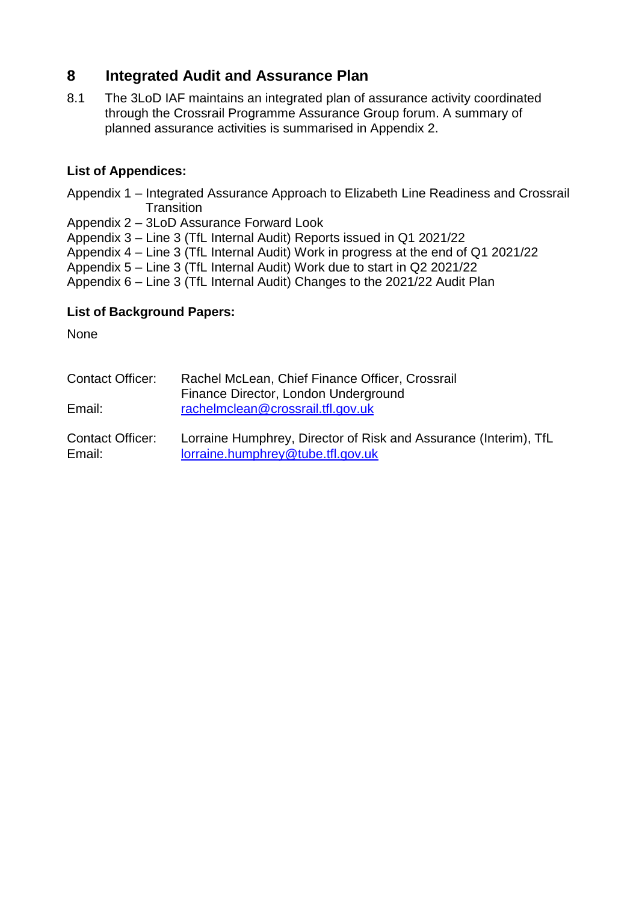## 8 Integrated Audit and Assurance Plan

8.1 The 3LoD IAF maintains an integrated plan of assurance activity coordinated through the Crossrail Programme Assurance Group forum. A summary of planned assurance activities is summarised in Appendix 2.

**List of Appendices:**

Appendix 1 – Integrated Assurance Approach to Elizabeth Line Readiness and Crossrail Transition
Appendix 2 – 3LoD Assurance Forward Look
Appendix 3 – Line 3 (TfL Internal Audit) Reports issued in Q1 2021/22
Appendix 4 – Line 3 (TfL Internal Audit) Work in progress at the end of Q1 2021/22
Appendix 5 – Line 3 (TfL Internal Audit) Work due to start in Q2 2021/22
Appendix 6 – Line 3 (TfL Internal Audit) Changes to the 2021/22 Audit Plan

**List of Background Papers:**

None

Contact Officer: Rachel McLean, Chief Finance Officer, Crossrail Finance Director, London Underground
Email: rachelmclean@crossrail.tfl.gov.uk

Contact Officer: Lorraine Humphrey, Director of Risk and Assurance (Interim), TfL
Email: lorraine.humphrey@tube.tfl.gov.uk